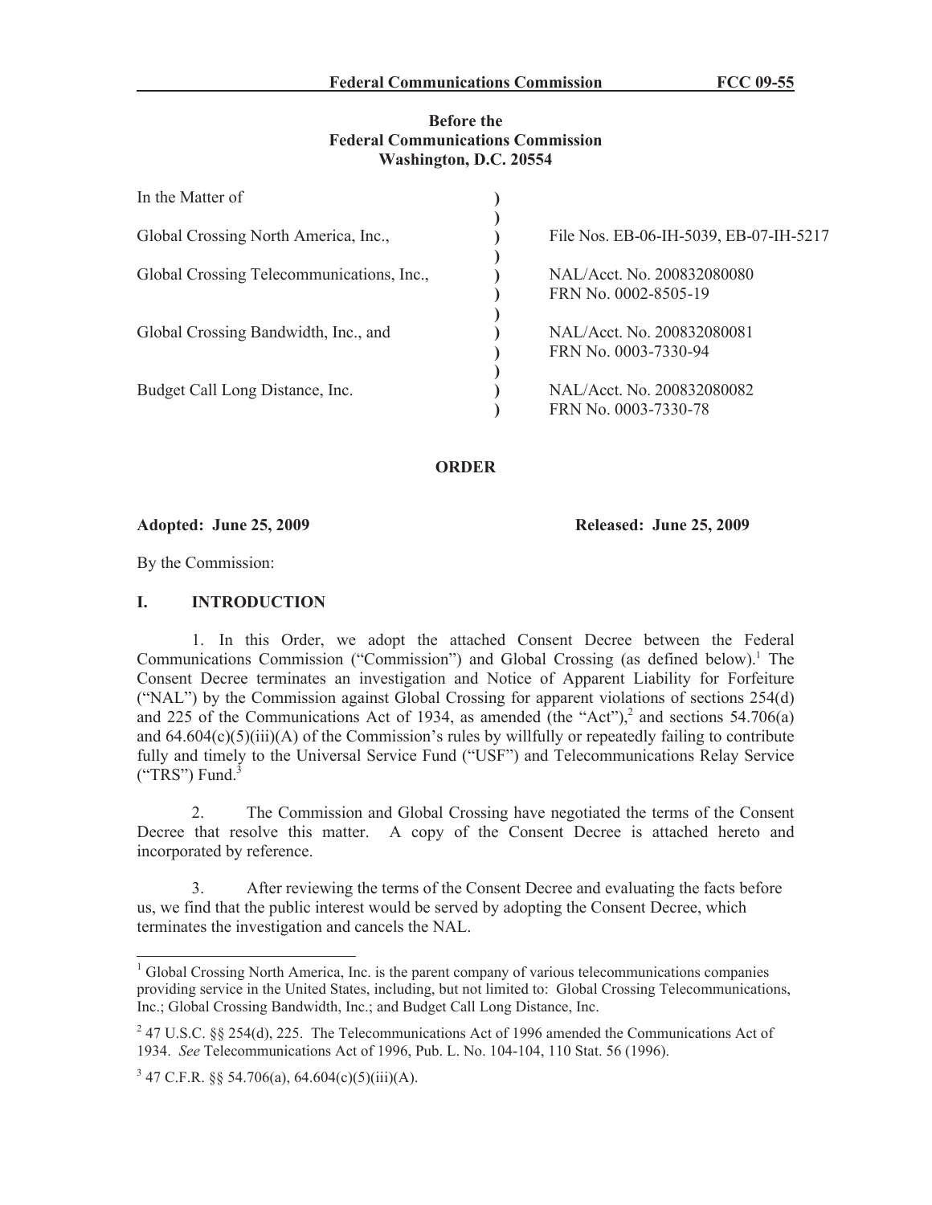Federal Communications Commission FCC 09-55

**Before the**
**Federal Communications Commission**
**Washington, D.C. 20554**

| | | |
|---|---|---|
| In the Matter of | ) | |
| | ) | |
| Global Crossing North America, Inc., | ) | File Nos. EB-06-IH-5039, EB-07-IH-5217 |
| | ) | |
| Global Crossing Telecommunications, Inc., | ) | NAL/Acct. No. 200832080080 |
| | ) | FRN No. 0002-8505-19 |
| | ) | |
| Global Crossing Bandwidth, Inc., and | ) | NAL/Acct. No. 200832080081 |
| | ) | FRN No. 0003-7330-94 |
| | ) | |
| Budget Call Long Distance, Inc. | ) | NAL/Acct. No. 200832080082 |
| | ) | FRN No. 0003-7330-78 |

**ORDER**

**Adopted: June 25, 2009** **Released: June 25, 2009**

By the Commission:

## I. INTRODUCTION

1. In this Order, we adopt the attached Consent Decree between the Federal Communications Commission ("Commission") and Global Crossing (as defined below).[1] The Consent Decree terminates an investigation and Notice of Apparent Liability for Forfeiture ("NAL") by the Commission against Global Crossing for apparent violations of sections 254(d) and 225 of the Communications Act of 1934, as amended (the "Act"),[2] and sections 54.706(a) and 64.604(c)(5)(iii)(A) of the Commission's rules by willfully or repeatedly failing to contribute fully and timely to the Universal Service Fund ("USF") and Telecommunications Relay Service ("TRS") Fund.[3]

2. The Commission and Global Crossing have negotiated the terms of the Consent Decree that resolve this matter. A copy of the Consent Decree is attached hereto and incorporated by reference.

3. After reviewing the terms of the Consent Decree and evaluating the facts before us, we find that the public interest would be served by adopting the Consent Decree, which terminates the investigation and cancels the NAL.

---

[1] Global Crossing North America, Inc. is the parent company of various telecommunications companies providing service in the United States, including, but not limited to: Global Crossing Telecommunications, Inc.; Global Crossing Bandwidth, Inc.; and Budget Call Long Distance, Inc.

[2] 47 U.S.C. §§ 254(d), 225. The Telecommunications Act of 1996 amended the Communications Act of 1934. *See* Telecommunications Act of 1996, Pub. L. No. 104-104, 110 Stat. 56 (1996).

[3] 47 C.F.R. §§ 54.706(a), 64.604(c)(5)(iii)(A).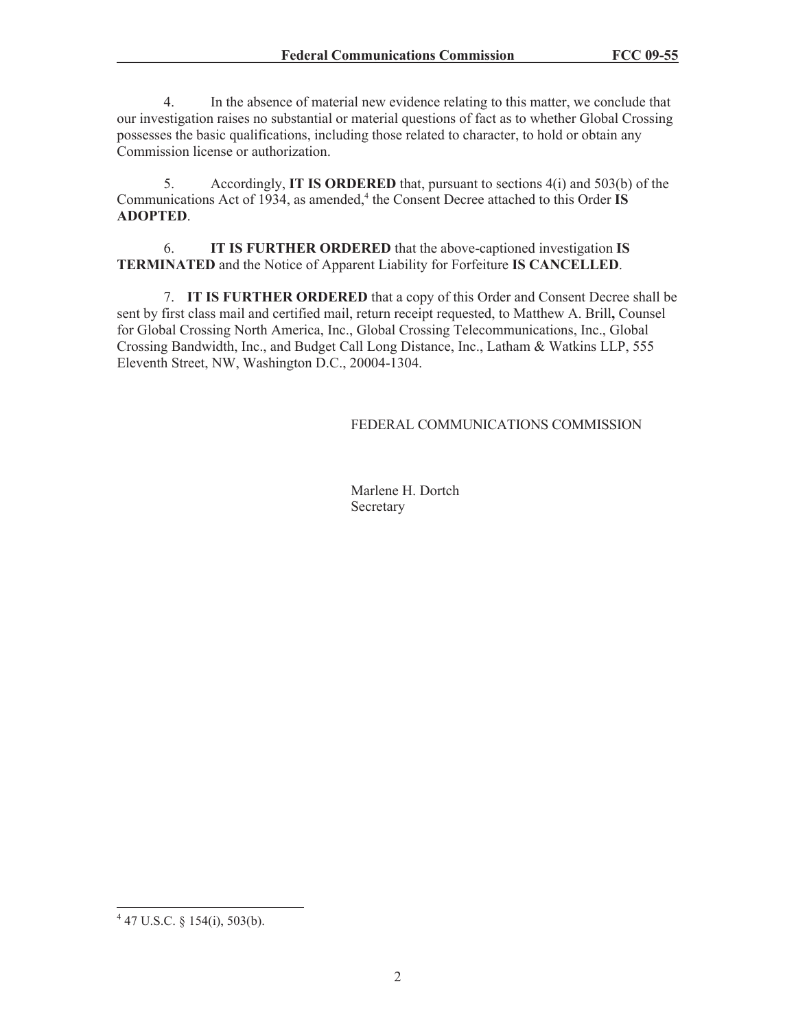4. In the absence of material new evidence relating to this matter, we conclude that our investigation raises no substantial or material questions of fact as to whether Global Crossing possesses the basic qualifications, including those related to character, to hold or obtain any Commission license or authorization.

5. Accordingly, **IT IS ORDERED** that, pursuant to sections 4(i) and 503(b) of the Communications Act of 1934, as amended,[4] the Consent Decree attached to this Order **IS ADOPTED**.

6. **IT IS FURTHER ORDERED** that the above-captioned investigation **IS TERMINATED** and the Notice of Apparent Liability for Forfeiture **IS CANCELLED**.

7. **IT IS FURTHER ORDERED** that a copy of this Order and Consent Decree shall be sent by first class mail and certified mail, return receipt requested, to Matthew A. Brill**,** Counsel for Global Crossing North America, Inc., Global Crossing Telecommunications, Inc., Global Crossing Bandwidth, Inc., and Budget Call Long Distance, Inc., Latham & Watkins LLP, 555 Eleventh Street, NW, Washington D.C., 20004-1304.

FEDERAL COMMUNICATIONS COMMISSION

Marlene H. Dortch
Secretary

---

[4] 47 U.S.C. § 154(i), 503(b).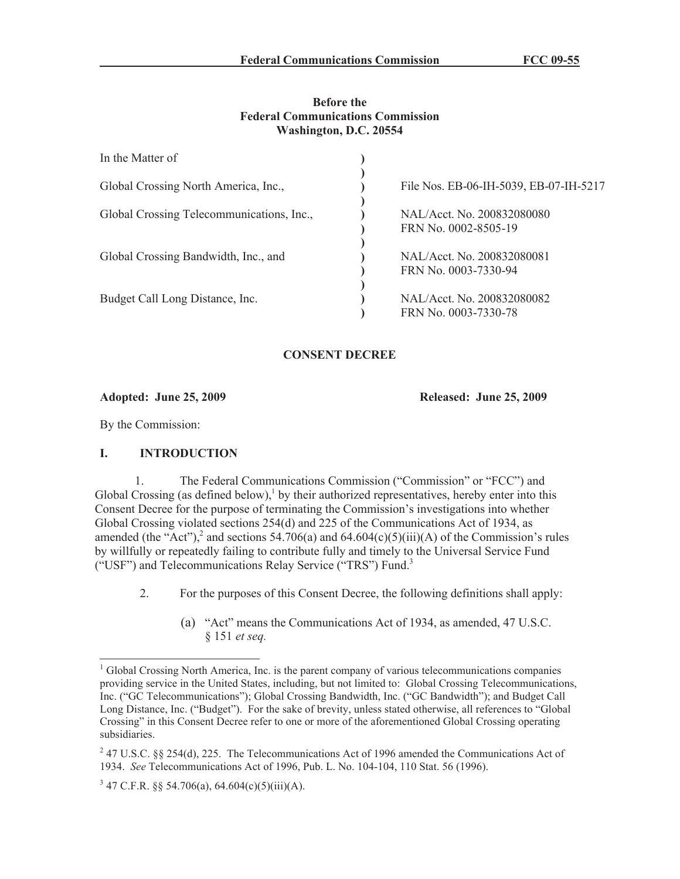**Before the**
**Federal Communications Commission**
**Washington, D.C. 20554**

| | | |
|---|---|---|
| In the Matter of | ) | |
| | ) | |
| Global Crossing North America, Inc., | ) | File Nos. EB-06-IH-5039, EB-07-IH-5217 |
| | ) | |
| Global Crossing Telecommunications, Inc., | ) | NAL/Acct. No. 200832080080 |
| | ) | FRN No. 0002-8505-19 |
| | ) | |
| Global Crossing Bandwidth, Inc., and | ) | NAL/Acct. No. 200832080081 |
| | ) | FRN No. 0003-7330-94 |
| | ) | |
| Budget Call Long Distance, Inc. | ) | NAL/Acct. No. 200832080082 |
| | ) | FRN No. 0003-7330-78 |

# CONSENT DECREE

**Adopted: June 25, 2009** **Released: June 25, 2009**

By the Commission:

## I. INTRODUCTION

1. The Federal Communications Commission ("Commission" or "FCC") and Global Crossing (as defined below),[1] by their authorized representatives, hereby enter into this Consent Decree for the purpose of terminating the Commission's investigations into whether Global Crossing violated sections 254(d) and 225 of the Communications Act of 1934, as amended (the "Act"),[2] and sections 54.706(a) and 64.604(c)(5)(iii)(A) of the Commission's rules by willfully or repeatedly failing to contribute fully and timely to the Universal Service Fund ("USF") and Telecommunications Relay Service ("TRS") Fund.[3]

2. For the purposes of this Consent Decree, the following definitions shall apply:

(a) "Act" means the Communications Act of 1934, as amended, 47 U.S.C. § 151 *et seq.*

---

[1] Global Crossing North America, Inc. is the parent company of various telecommunications companies providing service in the United States, including, but not limited to: Global Crossing Telecommunications, Inc. ("GC Telecommunications"); Global Crossing Bandwidth, Inc. ("GC Bandwidth"); and Budget Call Long Distance, Inc. ("Budget"). For the sake of brevity, unless stated otherwise, all references to "Global Crossing" in this Consent Decree refer to one or more of the aforementioned Global Crossing operating subsidiaries.

[2] 47 U.S.C. §§ 254(d), 225. The Telecommunications Act of 1996 amended the Communications Act of 1934. *See* Telecommunications Act of 1996, Pub. L. No. 104-104, 110 Stat. 56 (1996).

[3] 47 C.F.R. §§ 54.706(a), 64.604(c)(5)(iii)(A).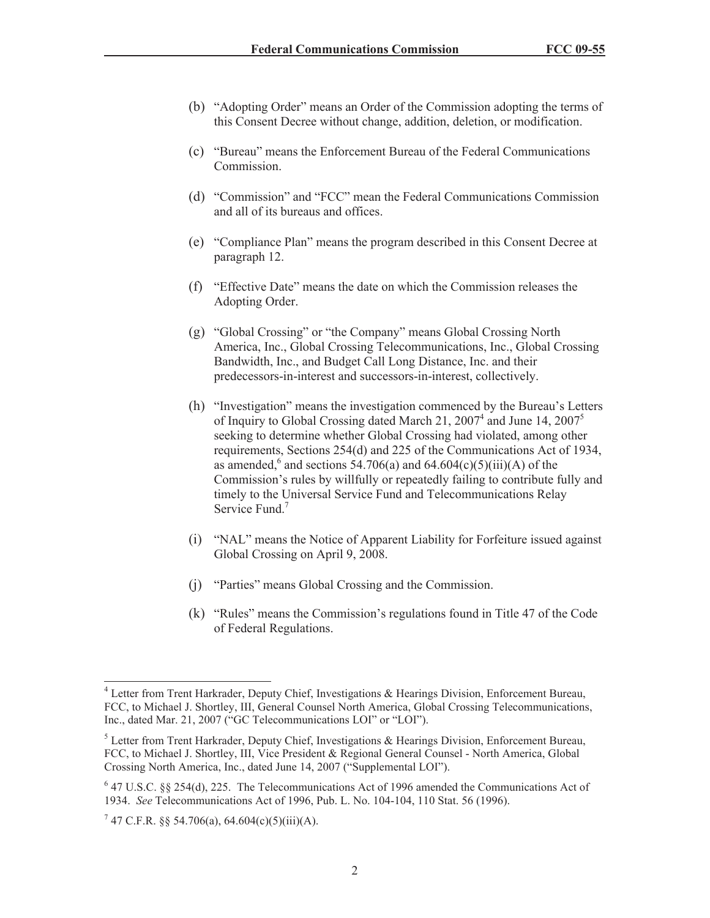(b) "Adopting Order" means an Order of the Commission adopting the terms of this Consent Decree without change, addition, deletion, or modification.

(c) "Bureau" means the Enforcement Bureau of the Federal Communications Commission.

(d) "Commission" and "FCC" mean the Federal Communications Commission and all of its bureaus and offices.

(e) "Compliance Plan" means the program described in this Consent Decree at paragraph 12.

(f) "Effective Date" means the date on which the Commission releases the Adopting Order.

(g) "Global Crossing" or "the Company" means Global Crossing North America, Inc., Global Crossing Telecommunications, Inc., Global Crossing Bandwidth, Inc., and Budget Call Long Distance, Inc. and their predecessors-in-interest and successors-in-interest, collectively.

(h) "Investigation" means the investigation commenced by the Bureau's Letters of Inquiry to Global Crossing dated March 21, 2007[4] and June 14, 2007[5] seeking to determine whether Global Crossing had violated, among other requirements, Sections 254(d) and 225 of the Communications Act of 1934, as amended,[6] and sections 54.706(a) and 64.604(c)(5)(iii)(A) of the Commission's rules by willfully or repeatedly failing to contribute fully and timely to the Universal Service Fund and Telecommunications Relay Service Fund.[7]

(i) "NAL" means the Notice of Apparent Liability for Forfeiture issued against Global Crossing on April 9, 2008.

(j) "Parties" means Global Crossing and the Commission.

(k) "Rules" means the Commission's regulations found in Title 47 of the Code of Federal Regulations.

---

[4] Letter from Trent Harkrader, Deputy Chief, Investigations & Hearings Division, Enforcement Bureau, FCC, to Michael J. Shortley, III, General Counsel North America, Global Crossing Telecommunications, Inc., dated Mar. 21, 2007 ("GC Telecommunications LOI" or "LOI").

[5] Letter from Trent Harkrader, Deputy Chief, Investigations & Hearings Division, Enforcement Bureau, FCC, to Michael J. Shortley, III, Vice President & Regional General Counsel - North America, Global Crossing North America, Inc., dated June 14, 2007 ("Supplemental LOI").

[6] 47 U.S.C. §§ 254(d), 225. The Telecommunications Act of 1996 amended the Communications Act of 1934. *See* Telecommunications Act of 1996, Pub. L. No. 104-104, 110 Stat. 56 (1996).

[7] 47 C.F.R. §§ 54.706(a), 64.604(c)(5)(iii)(A).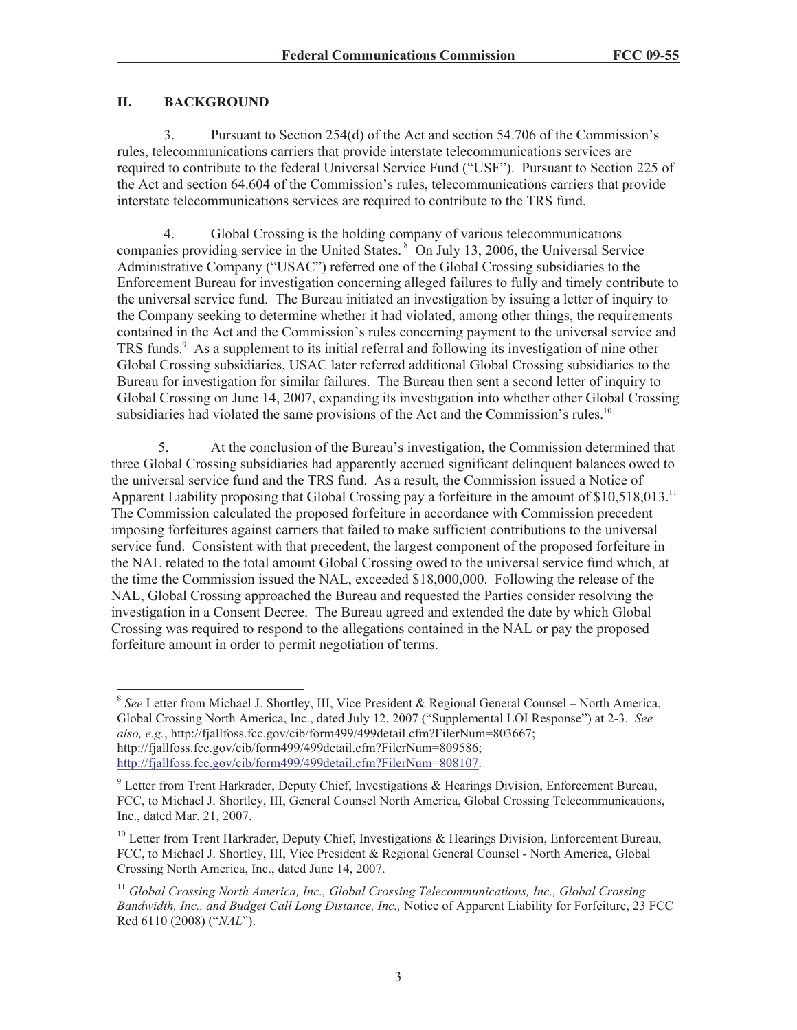## II. BACKGROUND

3. Pursuant to Section 254(d) of the Act and section 54.706 of the Commission's rules, telecommunications carriers that provide interstate telecommunications services are required to contribute to the federal Universal Service Fund ("USF"). Pursuant to Section 225 of the Act and section 64.604 of the Commission's rules, telecommunications carriers that provide interstate telecommunications services are required to contribute to the TRS fund.

4. Global Crossing is the holding company of various telecommunications companies providing service in the United States.[8] On July 13, 2006, the Universal Service Administrative Company ("USAC") referred one of the Global Crossing subsidiaries to the Enforcement Bureau for investigation concerning alleged failures to fully and timely contribute to the universal service fund. The Bureau initiated an investigation by issuing a letter of inquiry to the Company seeking to determine whether it had violated, among other things, the requirements contained in the Act and the Commission's rules concerning payment to the universal service and TRS funds.[9] As a supplement to its initial referral and following its investigation of nine other Global Crossing subsidiaries, USAC later referred additional Global Crossing subsidiaries to the Bureau for investigation for similar failures. The Bureau then sent a second letter of inquiry to Global Crossing on June 14, 2007, expanding its investigation into whether other Global Crossing subsidiaries had violated the same provisions of the Act and the Commission's rules.[10]

5. At the conclusion of the Bureau's investigation, the Commission determined that three Global Crossing subsidiaries had apparently accrued significant delinquent balances owed to the universal service fund and the TRS fund. As a result, the Commission issued a Notice of Apparent Liability proposing that Global Crossing pay a forfeiture in the amount of $10,518,013.[11] The Commission calculated the proposed forfeiture in accordance with Commission precedent imposing forfeitures against carriers that failed to make sufficient contributions to the universal service fund. Consistent with that precedent, the largest component of the proposed forfeiture in the NAL related to the total amount Global Crossing owed to the universal service fund which, at the time the Commission issued the NAL, exceeded $18,000,000. Following the release of the NAL, Global Crossing approached the Bureau and requested the Parties consider resolving the investigation in a Consent Decree. The Bureau agreed and extended the date by which Global Crossing was required to respond to the allegations contained in the NAL or pay the proposed forfeiture amount in order to permit negotiation of terms.

---

[8] *See* Letter from Michael J. Shortley, III, Vice President & Regional General Counsel – North America, Global Crossing North America, Inc., dated July 12, 2007 ("Supplemental LOI Response") at 2-3. *See also, e.g.*, http://fjallfoss.fcc.gov/cib/form499/499detail.cfm?FilerNum=803667; http://fjallfoss.fcc.gov/cib/form499/499detail.cfm?FilerNum=809586; http://fjallfoss.fcc.gov/cib/form499/499detail.cfm?FilerNum=808107.

[9] Letter from Trent Harkrader, Deputy Chief, Investigations & Hearings Division, Enforcement Bureau, FCC, to Michael J. Shortley, III, General Counsel North America, Global Crossing Telecommunications, Inc., dated Mar. 21, 2007.

[10] Letter from Trent Harkrader, Deputy Chief, Investigations & Hearings Division, Enforcement Bureau, FCC, to Michael J. Shortley, III, Vice President & Regional General Counsel - North America, Global Crossing North America, Inc., dated June 14, 2007.

[11] *Global Crossing North America, Inc., Global Crossing Telecommunications, Inc., Global Crossing Bandwidth, Inc., and Budget Call Long Distance, Inc.,* Notice of Apparent Liability for Forfeiture, 23 FCC Rcd 6110 (2008) ("*NAL*").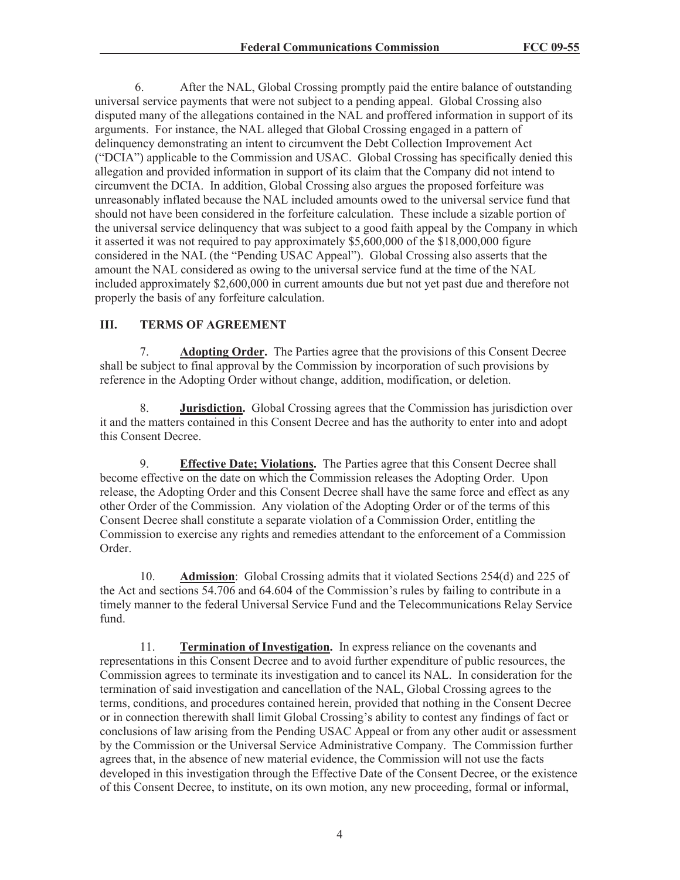6. After the NAL, Global Crossing promptly paid the entire balance of outstanding universal service payments that were not subject to a pending appeal. Global Crossing also disputed many of the allegations contained in the NAL and proffered information in support of its arguments. For instance, the NAL alleged that Global Crossing engaged in a pattern of delinquency demonstrating an intent to circumvent the Debt Collection Improvement Act ("DCIA") applicable to the Commission and USAC. Global Crossing has specifically denied this allegation and provided information in support of its claim that the Company did not intend to circumvent the DCIA. In addition, Global Crossing also argues the proposed forfeiture was unreasonably inflated because the NAL included amounts owed to the universal service fund that should not have been considered in the forfeiture calculation. These include a sizable portion of the universal service delinquency that was subject to a good faith appeal by the Company in which it asserted it was not required to pay approximately $5,600,000 of the $18,000,000 figure considered in the NAL (the "Pending USAC Appeal"). Global Crossing also asserts that the amount the NAL considered as owing to the universal service fund at the time of the NAL included approximately $2,600,000 in current amounts due but not yet past due and therefore not properly the basis of any forfeiture calculation.

## III. TERMS OF AGREEMENT

7. **Adopting Order.** The Parties agree that the provisions of this Consent Decree shall be subject to final approval by the Commission by incorporation of such provisions by reference in the Adopting Order without change, addition, modification, or deletion.

8. **Jurisdiction.** Global Crossing agrees that the Commission has jurisdiction over it and the matters contained in this Consent Decree and has the authority to enter into and adopt this Consent Decree.

9. **Effective Date; Violations.** The Parties agree that this Consent Decree shall become effective on the date on which the Commission releases the Adopting Order. Upon release, the Adopting Order and this Consent Decree shall have the same force and effect as any other Order of the Commission. Any violation of the Adopting Order or of the terms of this Consent Decree shall constitute a separate violation of a Commission Order, entitling the Commission to exercise any rights and remedies attendant to the enforcement of a Commission Order.

10. **Admission**: Global Crossing admits that it violated Sections 254(d) and 225 of the Act and sections 54.706 and 64.604 of the Commission's rules by failing to contribute in a timely manner to the federal Universal Service Fund and the Telecommunications Relay Service fund.

11. **Termination of Investigation.** In express reliance on the covenants and representations in this Consent Decree and to avoid further expenditure of public resources, the Commission agrees to terminate its investigation and to cancel its NAL. In consideration for the termination of said investigation and cancellation of the NAL, Global Crossing agrees to the terms, conditions, and procedures contained herein, provided that nothing in the Consent Decree or in connection therewith shall limit Global Crossing's ability to contest any findings of fact or conclusions of law arising from the Pending USAC Appeal or from any other audit or assessment by the Commission or the Universal Service Administrative Company. The Commission further agrees that, in the absence of new material evidence, the Commission will not use the facts developed in this investigation through the Effective Date of the Consent Decree, or the existence of this Consent Decree, to institute, on its own motion, any new proceeding, formal or informal,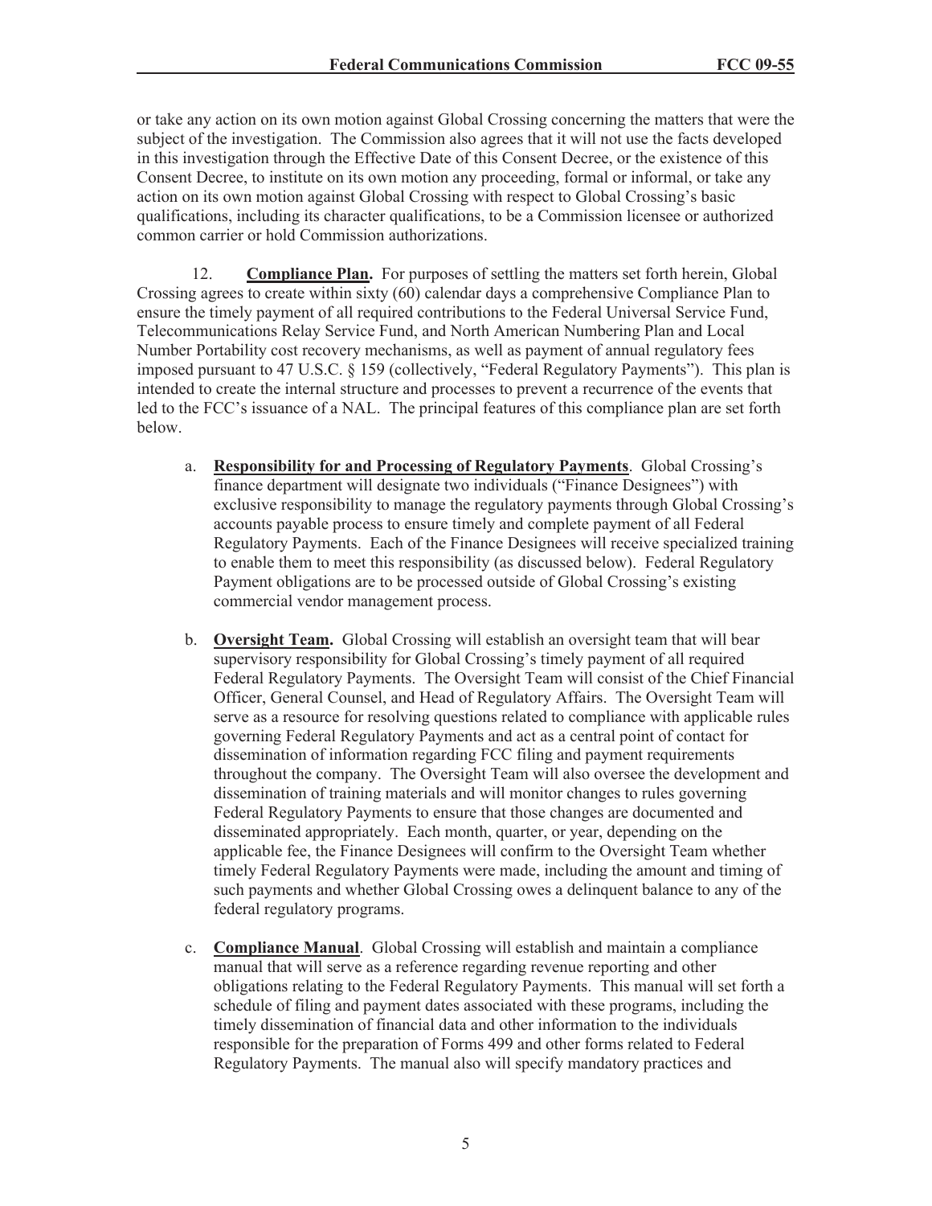or take any action on its own motion against Global Crossing concerning the matters that were the subject of the investigation. The Commission also agrees that it will not use the facts developed in this investigation through the Effective Date of this Consent Decree, or the existence of this Consent Decree, to institute on its own motion any proceeding, formal or informal, or take any action on its own motion against Global Crossing with respect to Global Crossing's basic qualifications, including its character qualifications, to be a Commission licensee or authorized common carrier or hold Commission authorizations.

12. **Compliance Plan.** For purposes of settling the matters set forth herein, Global Crossing agrees to create within sixty (60) calendar days a comprehensive Compliance Plan to ensure the timely payment of all required contributions to the Federal Universal Service Fund, Telecommunications Relay Service Fund, and North American Numbering Plan and Local Number Portability cost recovery mechanisms, as well as payment of annual regulatory fees imposed pursuant to 47 U.S.C. § 159 (collectively, "Federal Regulatory Payments"). This plan is intended to create the internal structure and processes to prevent a recurrence of the events that led to the FCC's issuance of a NAL. The principal features of this compliance plan are set forth below.

a. **Responsibility for and Processing of Regulatory Payments**. Global Crossing's finance department will designate two individuals ("Finance Designees") with exclusive responsibility to manage the regulatory payments through Global Crossing's accounts payable process to ensure timely and complete payment of all Federal Regulatory Payments. Each of the Finance Designees will receive specialized training to enable them to meet this responsibility (as discussed below). Federal Regulatory Payment obligations are to be processed outside of Global Crossing's existing commercial vendor management process.

b. **Oversight Team.** Global Crossing will establish an oversight team that will bear supervisory responsibility for Global Crossing's timely payment of all required Federal Regulatory Payments. The Oversight Team will consist of the Chief Financial Officer, General Counsel, and Head of Regulatory Affairs. The Oversight Team will serve as a resource for resolving questions related to compliance with applicable rules governing Federal Regulatory Payments and act as a central point of contact for dissemination of information regarding FCC filing and payment requirements throughout the company. The Oversight Team will also oversee the development and dissemination of training materials and will monitor changes to rules governing Federal Regulatory Payments to ensure that those changes are documented and disseminated appropriately. Each month, quarter, or year, depending on the applicable fee, the Finance Designees will confirm to the Oversight Team whether timely Federal Regulatory Payments were made, including the amount and timing of such payments and whether Global Crossing owes a delinquent balance to any of the federal regulatory programs.

c. **Compliance Manual**. Global Crossing will establish and maintain a compliance manual that will serve as a reference regarding revenue reporting and other obligations relating to the Federal Regulatory Payments. This manual will set forth a schedule of filing and payment dates associated with these programs, including the timely dissemination of financial data and other information to the individuals responsible for the preparation of Forms 499 and other forms related to Federal Regulatory Payments. The manual also will specify mandatory practices and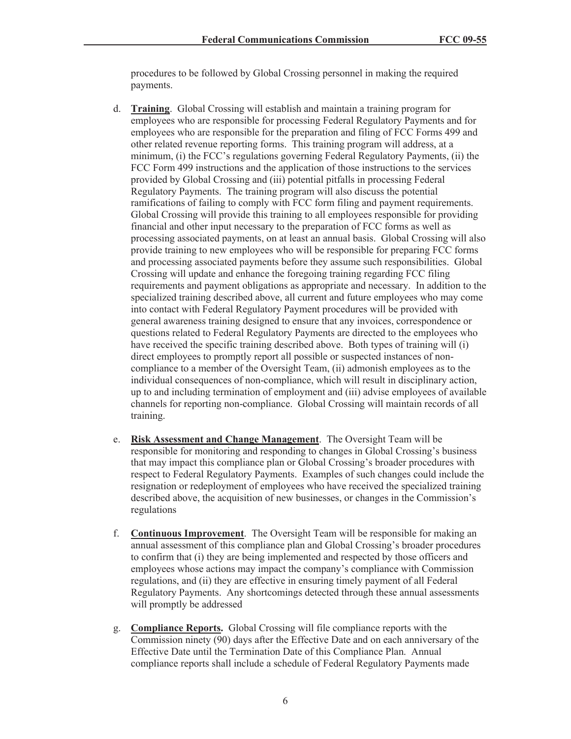procedures to be followed by Global Crossing personnel in making the required payments.

d. **Training**. Global Crossing will establish and maintain a training program for employees who are responsible for processing Federal Regulatory Payments and for employees who are responsible for the preparation and filing of FCC Forms 499 and other related revenue reporting forms. This training program will address, at a minimum, (i) the FCC's regulations governing Federal Regulatory Payments, (ii) the FCC Form 499 instructions and the application of those instructions to the services provided by Global Crossing and (iii) potential pitfalls in processing Federal Regulatory Payments. The training program will also discuss the potential ramifications of failing to comply with FCC form filing and payment requirements. Global Crossing will provide this training to all employees responsible for providing financial and other input necessary to the preparation of FCC forms as well as processing associated payments, on at least an annual basis. Global Crossing will also provide training to new employees who will be responsible for preparing FCC forms and processing associated payments before they assume such responsibilities. Global Crossing will update and enhance the foregoing training regarding FCC filing requirements and payment obligations as appropriate and necessary. In addition to the specialized training described above, all current and future employees who may come into contact with Federal Regulatory Payment procedures will be provided with general awareness training designed to ensure that any invoices, correspondence or questions related to Federal Regulatory Payments are directed to the employees who have received the specific training described above. Both types of training will (i) direct employees to promptly report all possible or suspected instances of non-compliance to a member of the Oversight Team, (ii) admonish employees as to the individual consequences of non-compliance, which will result in disciplinary action, up to and including termination of employment and (iii) advise employees of available channels for reporting non-compliance. Global Crossing will maintain records of all training.

e. **Risk Assessment and Change Management**. The Oversight Team will be responsible for monitoring and responding to changes in Global Crossing's business that may impact this compliance plan or Global Crossing's broader procedures with respect to Federal Regulatory Payments. Examples of such changes could include the resignation or redeployment of employees who have received the specialized training described above, the acquisition of new businesses, or changes in the Commission's regulations

f. **Continuous Improvement**. The Oversight Team will be responsible for making an annual assessment of this compliance plan and Global Crossing's broader procedures to confirm that (i) they are being implemented and respected by those officers and employees whose actions may impact the company's compliance with Commission regulations, and (ii) they are effective in ensuring timely payment of all Federal Regulatory Payments. Any shortcomings detected through these annual assessments will promptly be addressed

g. **Compliance Reports.** Global Crossing will file compliance reports with the Commission ninety (90) days after the Effective Date and on each anniversary of the Effective Date until the Termination Date of this Compliance Plan. Annual compliance reports shall include a schedule of Federal Regulatory Payments made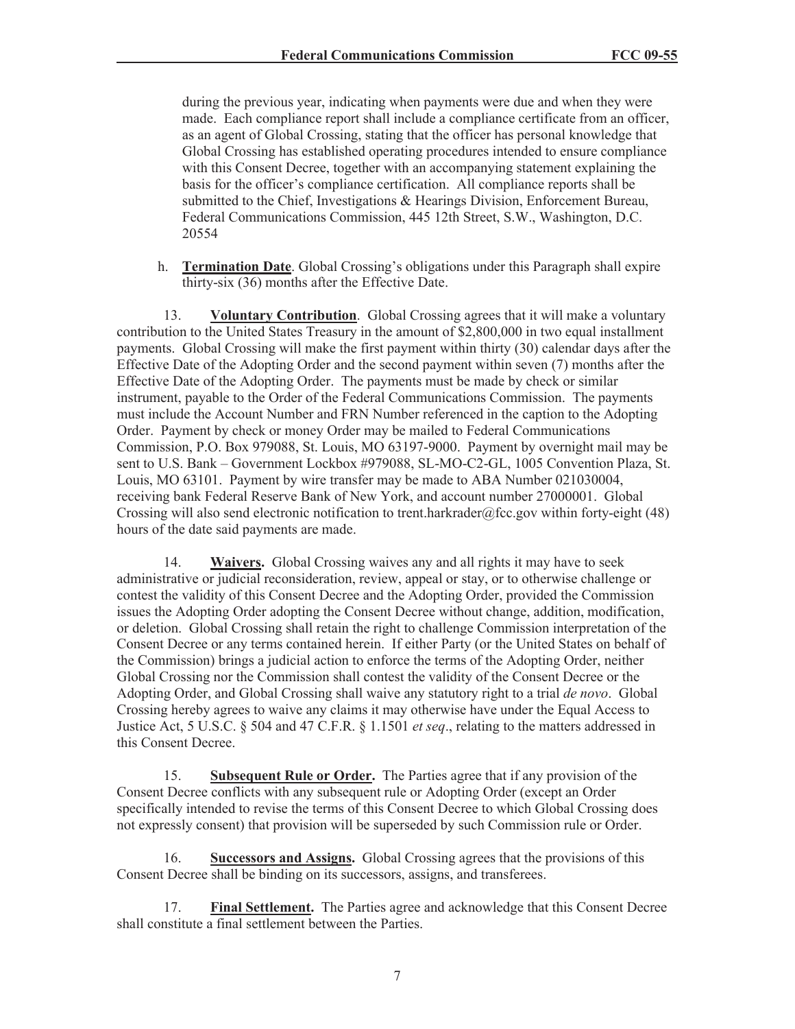during the previous year, indicating when payments were due and when they were made. Each compliance report shall include a compliance certificate from an officer, as an agent of Global Crossing, stating that the officer has personal knowledge that Global Crossing has established operating procedures intended to ensure compliance with this Consent Decree, together with an accompanying statement explaining the basis for the officer's compliance certification. All compliance reports shall be submitted to the Chief, Investigations & Hearings Division, Enforcement Bureau, Federal Communications Commission, 445 12th Street, S.W., Washington, D.C. 20554

h. **Termination Date**. Global Crossing's obligations under this Paragraph shall expire thirty-six (36) months after the Effective Date.

13. **Voluntary Contribution**. Global Crossing agrees that it will make a voluntary contribution to the United States Treasury in the amount of $2,800,000 in two equal installment payments. Global Crossing will make the first payment within thirty (30) calendar days after the Effective Date of the Adopting Order and the second payment within seven (7) months after the Effective Date of the Adopting Order. The payments must be made by check or similar instrument, payable to the Order of the Federal Communications Commission. The payments must include the Account Number and FRN Number referenced in the caption to the Adopting Order. Payment by check or money Order may be mailed to Federal Communications Commission, P.O. Box 979088, St. Louis, MO 63197-9000. Payment by overnight mail may be sent to U.S. Bank – Government Lockbox #979088, SL-MO-C2-GL, 1005 Convention Plaza, St. Louis, MO 63101. Payment by wire transfer may be made to ABA Number 021030004, receiving bank Federal Reserve Bank of New York, and account number 27000001. Global Crossing will also send electronic notification to trent.harkrader@fcc.gov within forty-eight (48) hours of the date said payments are made.

14. **Waivers.** Global Crossing waives any and all rights it may have to seek administrative or judicial reconsideration, review, appeal or stay, or to otherwise challenge or contest the validity of this Consent Decree and the Adopting Order, provided the Commission issues the Adopting Order adopting the Consent Decree without change, addition, modification, or deletion. Global Crossing shall retain the right to challenge Commission interpretation of the Consent Decree or any terms contained herein. If either Party (or the United States on behalf of the Commission) brings a judicial action to enforce the terms of the Adopting Order, neither Global Crossing nor the Commission shall contest the validity of the Consent Decree or the Adopting Order, and Global Crossing shall waive any statutory right to a trial *de novo*. Global Crossing hereby agrees to waive any claims it may otherwise have under the Equal Access to Justice Act, 5 U.S.C. § 504 and 47 C.F.R. § 1.1501 *et seq*., relating to the matters addressed in this Consent Decree.

15. **Subsequent Rule or Order.** The Parties agree that if any provision of the Consent Decree conflicts with any subsequent rule or Adopting Order (except an Order specifically intended to revise the terms of this Consent Decree to which Global Crossing does not expressly consent) that provision will be superseded by such Commission rule or Order.

16. **Successors and Assigns.** Global Crossing agrees that the provisions of this Consent Decree shall be binding on its successors, assigns, and transferees.

17. **Final Settlement.** The Parties agree and acknowledge that this Consent Decree shall constitute a final settlement between the Parties.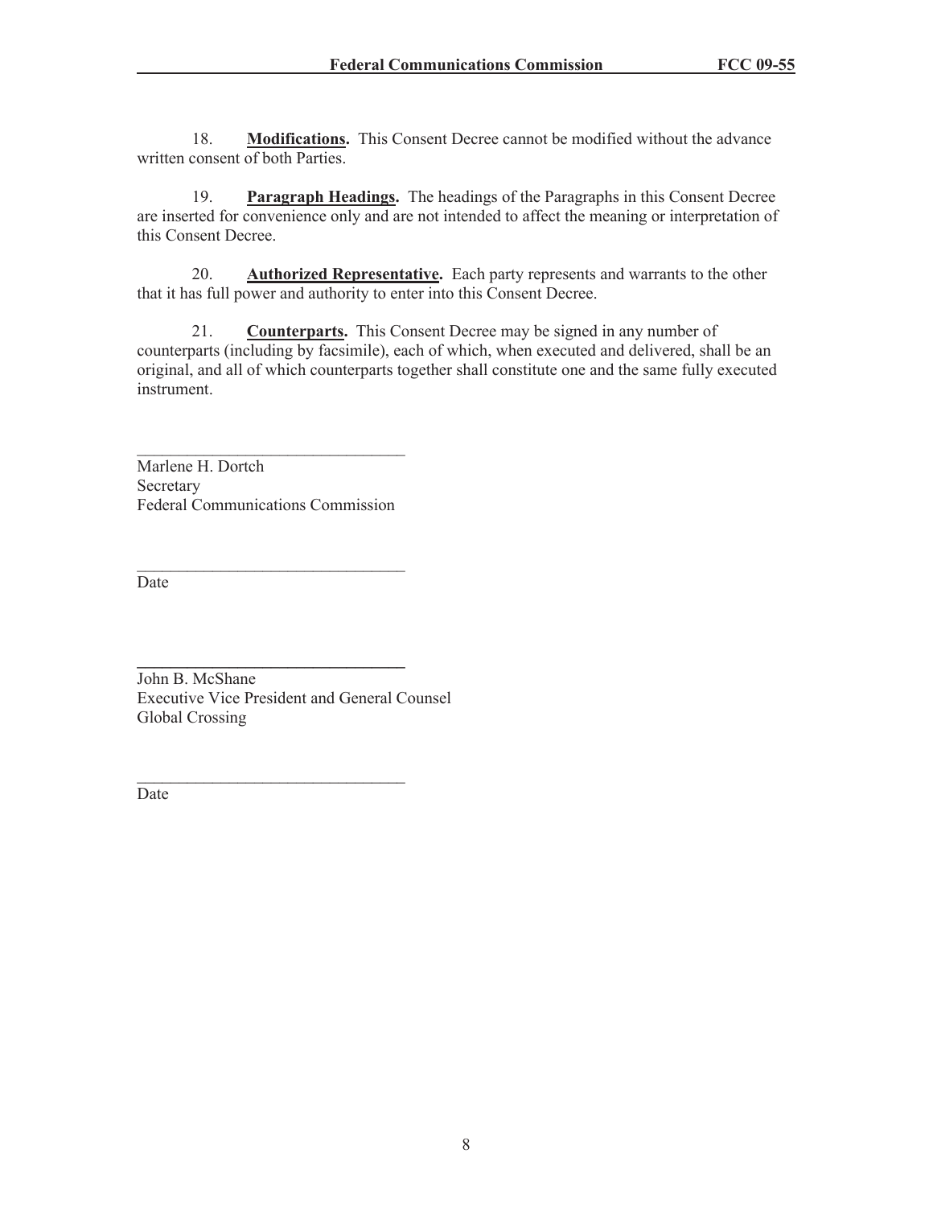18. **Modifications.** This Consent Decree cannot be modified without the advance written consent of both Parties.

19. **Paragraph Headings.** The headings of the Paragraphs in this Consent Decree are inserted for convenience only and are not intended to affect the meaning or interpretation of this Consent Decree.

20. **Authorized Representative.** Each party represents and warrants to the other that it has full power and authority to enter into this Consent Decree.

21. **Counterparts.** This Consent Decree may be signed in any number of counterparts (including by facsimile), each of which, when executed and delivered, shall be an original, and all of which counterparts together shall constitute one and the same fully executed instrument.

\_\_\_\_\_\_\_\_\_\_\_\_\_\_\_\_\_\_\_\_\_\_\_\_\_\_\_\_\_\_\_\_
Marlene H. Dortch
Secretary
Federal Communications Commission

\_\_\_\_\_\_\_\_\_\_\_\_\_\_\_\_\_\_\_\_\_\_\_\_\_\_\_\_\_\_\_\_
Date

\_\_\_\_\_\_\_\_\_\_\_\_\_\_\_\_\_\_\_\_\_\_\_\_\_\_\_\_\_\_\_\_
John B. McShane
Executive Vice President and General Counsel
Global Crossing

\_\_\_\_\_\_\_\_\_\_\_\_\_\_\_\_\_\_\_\_\_\_\_\_\_\_\_\_\_\_\_\_
Date